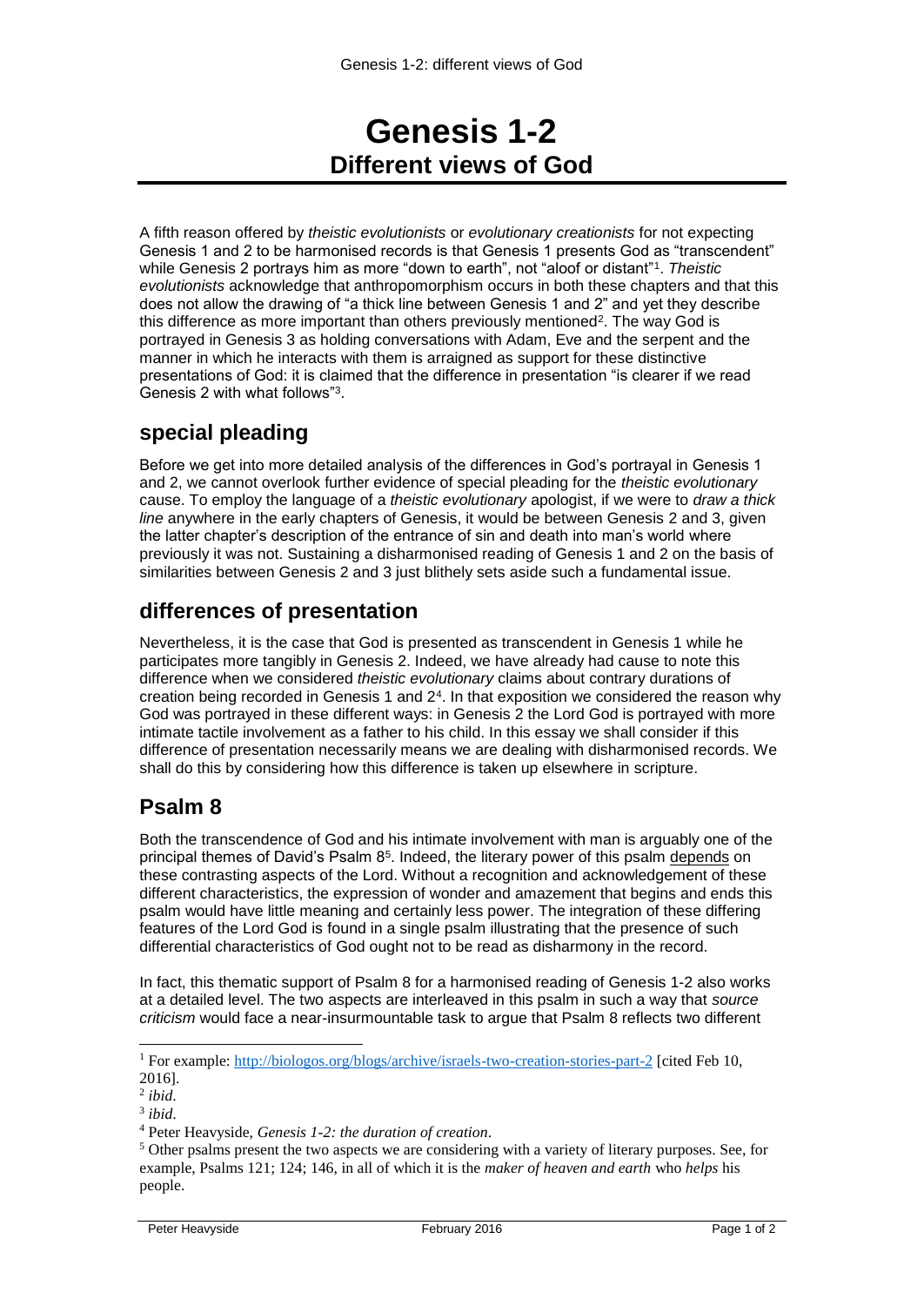# Genesis 1-2
## Different views of God

A fifth reason offered by *theistic evolutionists* or *evolutionary creationists* for not expecting Genesis 1 and 2 to be harmonised records is that Genesis 1 presents God as "transcendent" while Genesis 2 portrays him as more "down to earth", not "aloof or distant"[1]. *Theistic evolutionists* acknowledge that anthropomorphism occurs in both these chapters and that this does not allow the drawing of "a thick line between Genesis 1 and 2" and yet they describe this difference as more important than others previously mentioned[2]. The way God is portrayed in Genesis 3 as holding conversations with Adam, Eve and the serpent and the manner in which he interacts with them is arraigned as support for these distinctive presentations of God: it is claimed that the difference in presentation "is clearer if we read Genesis 2 with what follows"[3].

## special pleading

Before we get into more detailed analysis of the differences in God's portrayal in Genesis 1 and 2, we cannot overlook further evidence of special pleading for the *theistic evolutionary* cause. To employ the language of a *theistic evolutionary* apologist, if we were to *draw a thick line* anywhere in the early chapters of Genesis, it would be between Genesis 2 and 3, given the latter chapter's description of the entrance of sin and death into man's world where previously it was not. Sustaining a disharmonised reading of Genesis 1 and 2 on the basis of similarities between Genesis 2 and 3 just blithely sets aside such a fundamental issue.

## differences of presentation

Nevertheless, it is the case that God is presented as transcendent in Genesis 1 while he participates more tangibly in Genesis 2. Indeed, we have already had cause to note this difference when we considered *theistic evolutionary* claims about contrary durations of creation being recorded in Genesis 1 and 2[4]. In that exposition we considered the reason why God was portrayed in these different ways: in Genesis 2 the Lord God is portrayed with more intimate tactile involvement as a father to his child. In this essay we shall consider if this difference of presentation necessarily means we are dealing with disharmonised records. We shall do this by considering how this difference is taken up elsewhere in scripture.

## Psalm 8

Both the transcendence of God and his intimate involvement with man is arguably one of the principal themes of David's Psalm 8[5]. Indeed, the literary power of this psalm <u>depends</u> on these contrasting aspects of the Lord. Without a recognition and acknowledgement of these different characteristics, the expression of wonder and amazement that begins and ends this psalm would have little meaning and certainly less power. The integration of these differing features of the Lord God is found in a single psalm illustrating that the presence of such differential characteristics of God ought not to be read as disharmony in the record.

In fact, this thematic support of Psalm 8 for a harmonised reading of Genesis 1-2 also works at a detailed level. The two aspects are interleaved in this psalm in such a way that *source criticism* would face a near-insurmountable task to argue that Psalm 8 reflects two different

---

[1] For example: http://biologos.org/blogs/archive/israels-two-creation-stories-part-2 [cited Feb 10, 2016].

[2] *ibid.*

[3] *ibid.*

[4] Peter Heavyside, *Genesis 1-2: the duration of creation*.

[5] Other psalms present the two aspects we are considering with a variety of literary purposes. See, for example, Psalms 121; 124; 146, in all of which it is the *maker of heaven and earth* who *helps* his people.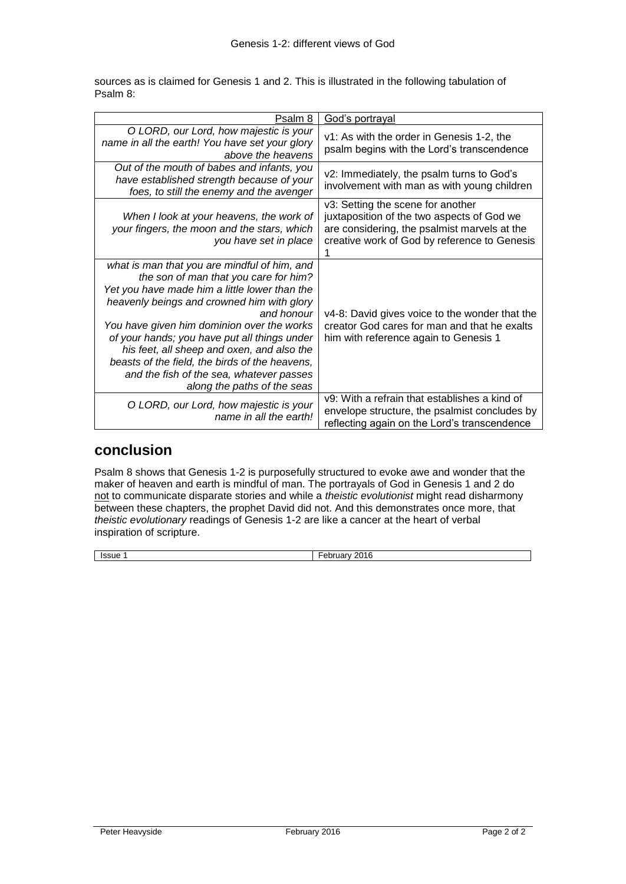sources as is claimed for Genesis 1 and 2. This is illustrated in the following tabulation of Psalm 8:

| Psalm 8 | God's portrayal |
|---|---|
| *O LORD, our Lord, how majestic is your name in all the earth! You have set your glory above the heavens* | v1: As with the order in Genesis 1-2, the psalm begins with the Lord's transcendence |
| *Out of the mouth of babes and infants, you have established strength because of your foes, to still the enemy and the avenger* | v2: Immediately, the psalm turns to God's involvement with man as with young children |
| *When I look at your heavens, the work of your fingers, the moon and the stars, which you have set in place* | v3: Setting the scene for another juxtaposition of the two aspects of God we are considering, the psalmist marvels at the creative work of God by reference to Genesis 1 |
| *what is man that you are mindful of him, and the son of man that you care for him? Yet you have made him a little lower than the heavenly beings and crowned him with glory and honour You have given him dominion over the works of your hands; you have put all things under his feet, all sheep and oxen, and also the beasts of the field, the birds of the heavens, and the fish of the sea, whatever passes along the paths of the seas* | v4-8: David gives voice to the wonder that the creator God cares for man and that he exalts him with reference again to Genesis 1 |
| *O LORD, our Lord, how majestic is your name in all the earth!* | v9: With a refrain that establishes a kind of envelope structure, the psalmist concludes by reflecting again on the Lord's transcendence |

## conclusion

Psalm 8 shows that Genesis 1-2 is purposefully structured to evoke awe and wonder that the maker of heaven and earth is mindful of man. The portrayals of God in Genesis 1 and 2 do <u>not</u> to communicate disparate stories and while a *theistic evolutionist* might read disharmony between these chapters, the prophet David did not. And this demonstrates once more, that *theistic evolutionary* readings of Genesis 1-2 are like a cancer at the heart of verbal inspiration of scripture.

| | |
|---|---|
| Issue 1 | February 2016 |